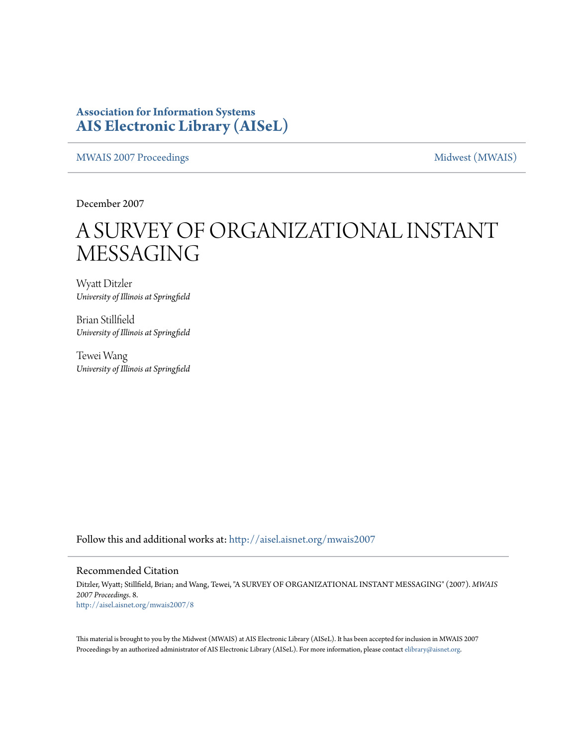**Association for Information Systems**
**AIS Electronic Library (AISeL)**

MWAIS 2007 Proceedings | Midwest (MWAIS)

December 2007

# A SURVEY OF ORGANIZATIONAL INSTANT MESSAGING

Wyatt Ditzler
*University of Illinois at Springfield*

Brian Stillfield
*University of Illinois at Springfield*

Tewei Wang
*University of Illinois at Springfield*

Follow this and additional works at: http://aisel.aisnet.org/mwais2007

## Recommended Citation

Ditzler, Wyatt; Stillfield, Brian; and Wang, Tewei, "A SURVEY OF ORGANIZATIONAL INSTANT MESSAGING" (2007). *MWAIS 2007 Proceedings*. 8.
http://aisel.aisnet.org/mwais2007/8

This material is brought to you by the Midwest (MWAIS) at AIS Electronic Library (AISeL). It has been accepted for inclusion in MWAIS 2007 Proceedings by an authorized administrator of AIS Electronic Library (AISeL). For more information, please contact elibrary@aisnet.org.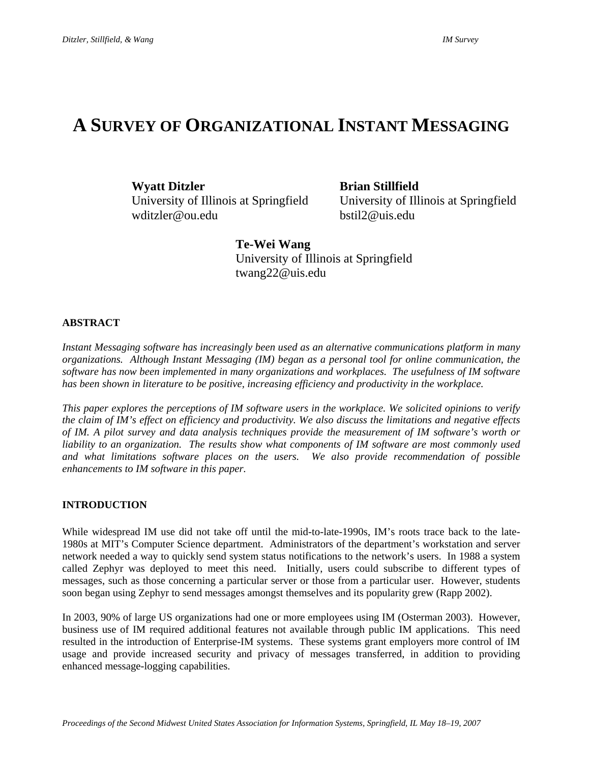# A Survey of Organizational Instant Messaging

**Wyatt Ditzler**
University of Illinois at Springfield
wditzler@ou.edu

**Brian Stillfield**
University of Illinois at Springfield
bstil2@uis.edu

**Te-Wei Wang**
University of Illinois at Springfield
twang22@uis.edu

## ABSTRACT

*Instant Messaging software has increasingly been used as an alternative communications platform in many organizations. Although Instant Messaging (IM) began as a personal tool for online communication, the software has now been implemented in many organizations and workplaces. The usefulness of IM software has been shown in literature to be positive, increasing efficiency and productivity in the workplace.*

*This paper explores the perceptions of IM software users in the workplace. We solicited opinions to verify the claim of IM's effect on efficiency and productivity. We also discuss the limitations and negative effects of IM. A pilot survey and data analysis techniques provide the measurement of IM software's worth or liability to an organization. The results show what components of IM software are most commonly used and what limitations software places on the users. We also provide recommendation of possible enhancements to IM software in this paper.*

## INTRODUCTION

While widespread IM use did not take off until the mid-to-late-1990s, IM's roots trace back to the late-1980s at MIT's Computer Science department. Administrators of the department's workstation and server network needed a way to quickly send system status notifications to the network's users. In 1988 a system called Zephyr was deployed to meet this need. Initially, users could subscribe to different types of messages, such as those concerning a particular server or those from a particular user. However, students soon began using Zephyr to send messages amongst themselves and its popularity grew (Rapp 2002).

In 2003, 90% of large US organizations had one or more employees using IM (Osterman 2003). However, business use of IM required additional features not available through public IM applications. This need resulted in the introduction of Enterprise-IM systems. These systems grant employers more control of IM usage and provide increased security and privacy of messages transferred, in addition to providing enhanced message-logging capabilities.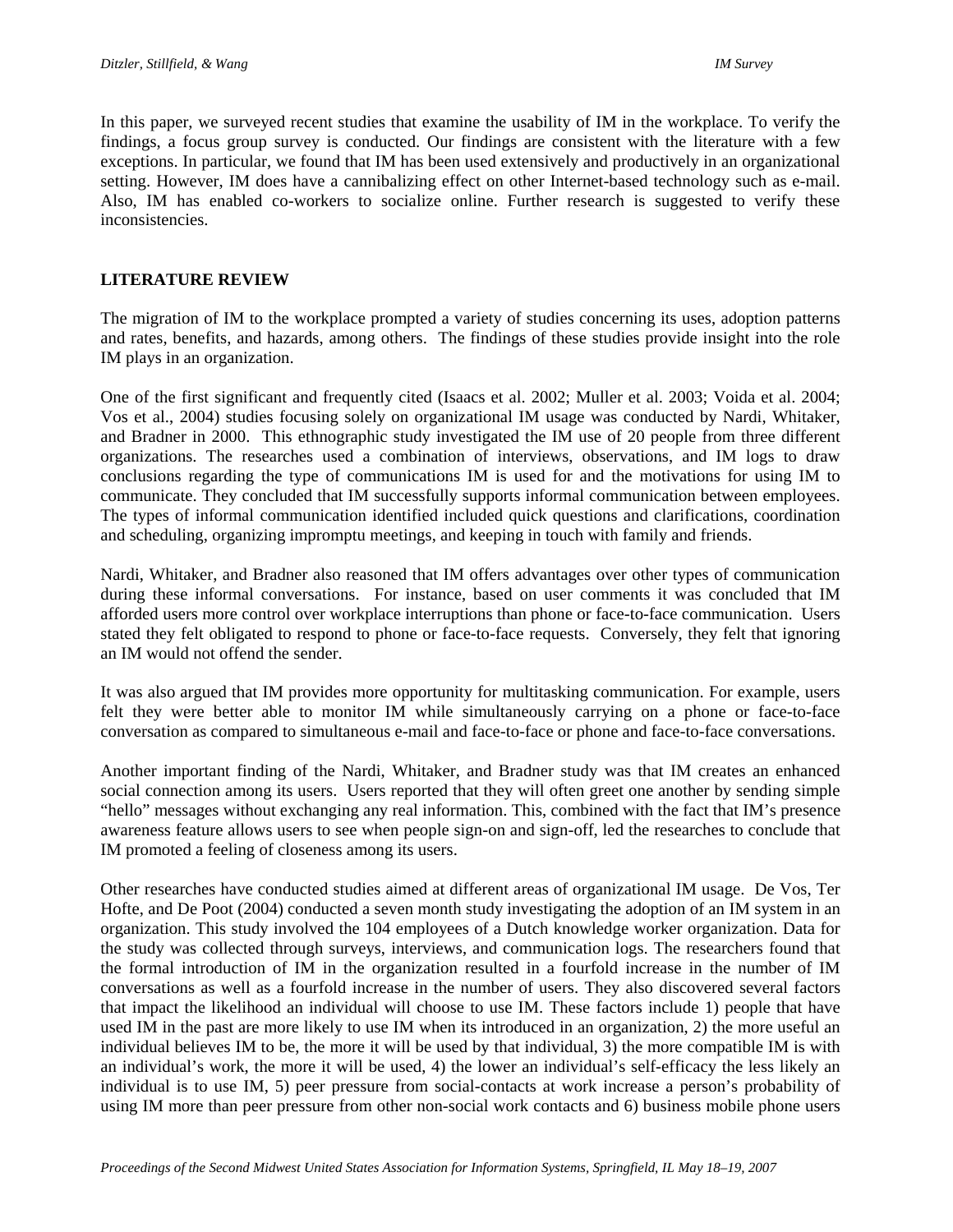In this paper, we surveyed recent studies that examine the usability of IM in the workplace. To verify the findings, a focus group survey is conducted. Our findings are consistent with the literature with a few exceptions. In particular, we found that IM has been used extensively and productively in an organizational setting. However, IM does have a cannibalizing effect on other Internet-based technology such as e-mail. Also, IM has enabled co-workers to socialize online. Further research is suggested to verify these inconsistencies.

## LITERATURE REVIEW

The migration of IM to the workplace prompted a variety of studies concerning its uses, adoption patterns and rates, benefits, and hazards, among others. The findings of these studies provide insight into the role IM plays in an organization.

One of the first significant and frequently cited (Isaacs et al. 2002; Muller et al. 2003; Voida et al. 2004; Vos et al., 2004) studies focusing solely on organizational IM usage was conducted by Nardi, Whitaker, and Bradner in 2000. This ethnographic study investigated the IM use of 20 people from three different organizations. The researches used a combination of interviews, observations, and IM logs to draw conclusions regarding the type of communications IM is used for and the motivations for using IM to communicate. They concluded that IM successfully supports informal communication between employees. The types of informal communication identified included quick questions and clarifications, coordination and scheduling, organizing impromptu meetings, and keeping in touch with family and friends.

Nardi, Whitaker, and Bradner also reasoned that IM offers advantages over other types of communication during these informal conversations. For instance, based on user comments it was concluded that IM afforded users more control over workplace interruptions than phone or face-to-face communication. Users stated they felt obligated to respond to phone or face-to-face requests. Conversely, they felt that ignoring an IM would not offend the sender.

It was also argued that IM provides more opportunity for multitasking communication. For example, users felt they were better able to monitor IM while simultaneously carrying on a phone or face-to-face conversation as compared to simultaneous e-mail and face-to-face or phone and face-to-face conversations.

Another important finding of the Nardi, Whitaker, and Bradner study was that IM creates an enhanced social connection among its users. Users reported that they will often greet one another by sending simple "hello" messages without exchanging any real information. This, combined with the fact that IM's presence awareness feature allows users to see when people sign-on and sign-off, led the researches to conclude that IM promoted a feeling of closeness among its users.

Other researches have conducted studies aimed at different areas of organizational IM usage. De Vos, Ter Hofte, and De Poot (2004) conducted a seven month study investigating the adoption of an IM system in an organization. This study involved the 104 employees of a Dutch knowledge worker organization. Data for the study was collected through surveys, interviews, and communication logs. The researchers found that the formal introduction of IM in the organization resulted in a fourfold increase in the number of IM conversations as well as a fourfold increase in the number of users. They also discovered several factors that impact the likelihood an individual will choose to use IM. These factors include 1) people that have used IM in the past are more likely to use IM when its introduced in an organization, 2) the more useful an individual believes IM to be, the more it will be used by that individual, 3) the more compatible IM is with an individual's work, the more it will be used, 4) the lower an individual's self-efficacy the less likely an individual is to use IM, 5) peer pressure from social-contacts at work increase a person's probability of using IM more than peer pressure from other non-social work contacts and 6) business mobile phone users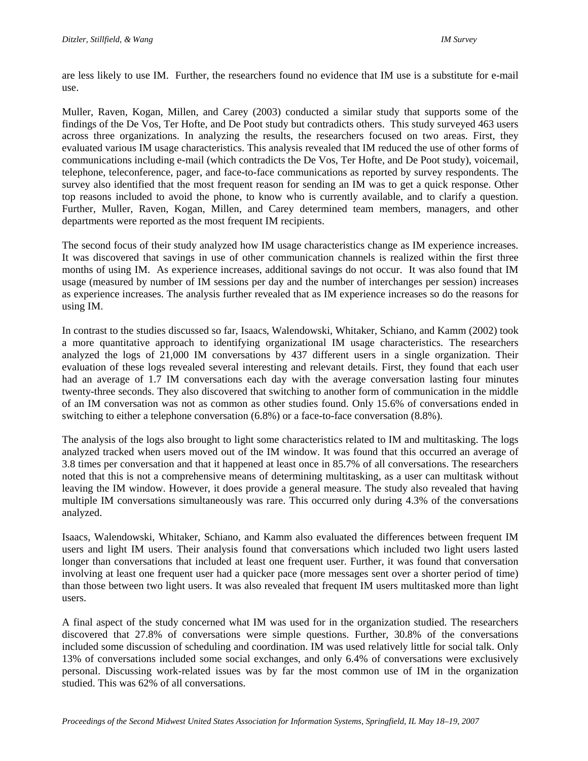are less likely to use IM. Further, the researchers found no evidence that IM use is a substitute for e-mail use.

Muller, Raven, Kogan, Millen, and Carey (2003) conducted a similar study that supports some of the findings of the De Vos, Ter Hofte, and De Poot study but contradicts others. This study surveyed 463 users across three organizations. In analyzing the results, the researchers focused on two areas. First, they evaluated various IM usage characteristics. This analysis revealed that IM reduced the use of other forms of communications including e-mail (which contradicts the De Vos, Ter Hofte, and De Poot study), voicemail, telephone, teleconference, pager, and face-to-face communications as reported by survey respondents. The survey also identified that the most frequent reason for sending an IM was to get a quick response. Other top reasons included to avoid the phone, to know who is currently available, and to clarify a question. Further, Muller, Raven, Kogan, Millen, and Carey determined team members, managers, and other departments were reported as the most frequent IM recipients.

The second focus of their study analyzed how IM usage characteristics change as IM experience increases. It was discovered that savings in use of other communication channels is realized within the first three months of using IM. As experience increases, additional savings do not occur. It was also found that IM usage (measured by number of IM sessions per day and the number of interchanges per session) increases as experience increases. The analysis further revealed that as IM experience increases so do the reasons for using IM.

In contrast to the studies discussed so far, Isaacs, Walendowski, Whitaker, Schiano, and Kamm (2002) took a more quantitative approach to identifying organizational IM usage characteristics. The researchers analyzed the logs of 21,000 IM conversations by 437 different users in a single organization. Their evaluation of these logs revealed several interesting and relevant details. First, they found that each user had an average of 1.7 IM conversations each day with the average conversation lasting four minutes twenty-three seconds. They also discovered that switching to another form of communication in the middle of an IM conversation was not as common as other studies found. Only 15.6% of conversations ended in switching to either a telephone conversation (6.8%) or a face-to-face conversation (8.8%).

The analysis of the logs also brought to light some characteristics related to IM and multitasking. The logs analyzed tracked when users moved out of the IM window. It was found that this occurred an average of 3.8 times per conversation and that it happened at least once in 85.7% of all conversations. The researchers noted that this is not a comprehensive means of determining multitasking, as a user can multitask without leaving the IM window. However, it does provide a general measure. The study also revealed that having multiple IM conversations simultaneously was rare. This occurred only during 4.3% of the conversations analyzed.

Isaacs, Walendowski, Whitaker, Schiano, and Kamm also evaluated the differences between frequent IM users and light IM users. Their analysis found that conversations which included two light users lasted longer than conversations that included at least one frequent user. Further, it was found that conversation involving at least one frequent user had a quicker pace (more messages sent over a shorter period of time) than those between two light users. It was also revealed that frequent IM users multitasked more than light users.

A final aspect of the study concerned what IM was used for in the organization studied. The researchers discovered that 27.8% of conversations were simple questions. Further, 30.8% of the conversations included some discussion of scheduling and coordination. IM was used relatively little for social talk. Only 13% of conversations included some social exchanges, and only 6.4% of conversations were exclusively personal. Discussing work-related issues was by far the most common use of IM in the organization studied. This was 62% of all conversations.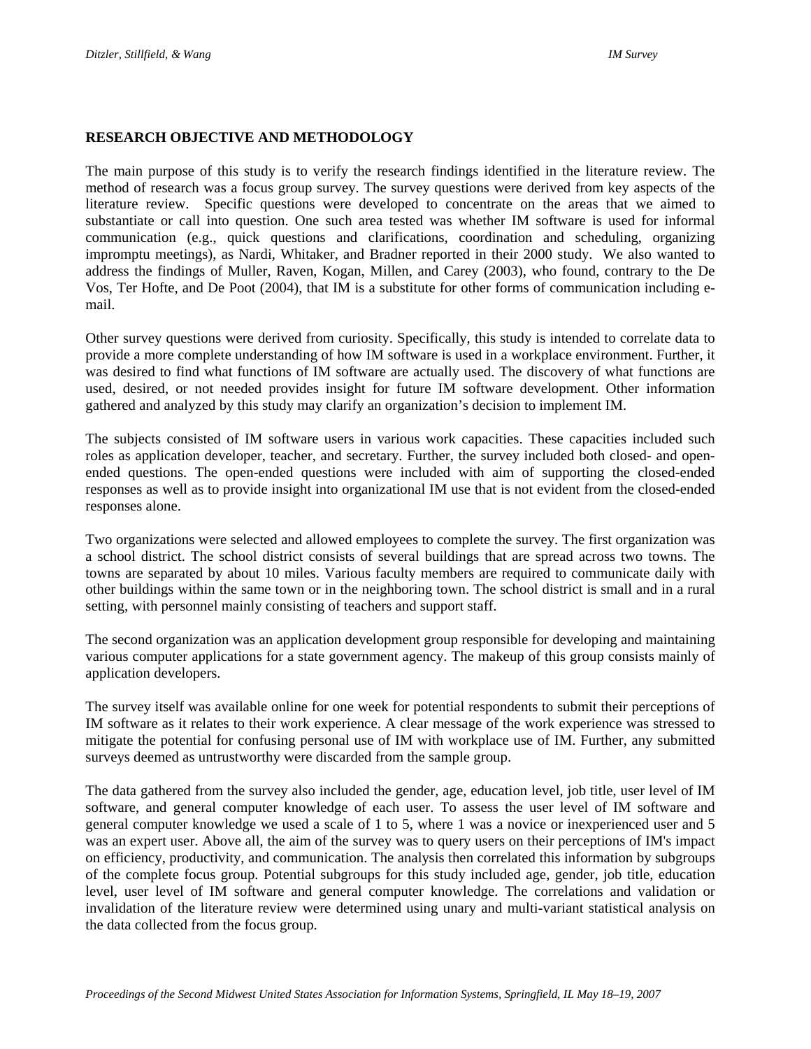## RESEARCH OBJECTIVE AND METHODOLOGY

The main purpose of this study is to verify the research findings identified in the literature review. The method of research was a focus group survey. The survey questions were derived from key aspects of the literature review. Specific questions were developed to concentrate on the areas that we aimed to substantiate or call into question. One such area tested was whether IM software is used for informal communication (e.g., quick questions and clarifications, coordination and scheduling, organizing impromptu meetings), as Nardi, Whitaker, and Bradner reported in their 2000 study. We also wanted to address the findings of Muller, Raven, Kogan, Millen, and Carey (2003), who found, contrary to the De Vos, Ter Hofte, and De Poot (2004), that IM is a substitute for other forms of communication including e-mail.

Other survey questions were derived from curiosity. Specifically, this study is intended to correlate data to provide a more complete understanding of how IM software is used in a workplace environment. Further, it was desired to find what functions of IM software are actually used. The discovery of what functions are used, desired, or not needed provides insight for future IM software development. Other information gathered and analyzed by this study may clarify an organization's decision to implement IM.

The subjects consisted of IM software users in various work capacities. These capacities included such roles as application developer, teacher, and secretary. Further, the survey included both closed- and open-ended questions. The open-ended questions were included with aim of supporting the closed-ended responses as well as to provide insight into organizational IM use that is not evident from the closed-ended responses alone.

Two organizations were selected and allowed employees to complete the survey. The first organization was a school district. The school district consists of several buildings that are spread across two towns. The towns are separated by about 10 miles. Various faculty members are required to communicate daily with other buildings within the same town or in the neighboring town. The school district is small and in a rural setting, with personnel mainly consisting of teachers and support staff.

The second organization was an application development group responsible for developing and maintaining various computer applications for a state government agency. The makeup of this group consists mainly of application developers.

The survey itself was available online for one week for potential respondents to submit their perceptions of IM software as it relates to their work experience. A clear message of the work experience was stressed to mitigate the potential for confusing personal use of IM with workplace use of IM. Further, any submitted surveys deemed as untrustworthy were discarded from the sample group.

The data gathered from the survey also included the gender, age, education level, job title, user level of IM software, and general computer knowledge of each user. To assess the user level of IM software and general computer knowledge we used a scale of 1 to 5, where 1 was a novice or inexperienced user and 5 was an expert user. Above all, the aim of the survey was to query users on their perceptions of IM's impact on efficiency, productivity, and communication. The analysis then correlated this information by subgroups of the complete focus group. Potential subgroups for this study included age, gender, job title, education level, user level of IM software and general computer knowledge. The correlations and validation or invalidation of the literature review were determined using unary and multi-variant statistical analysis on the data collected from the focus group.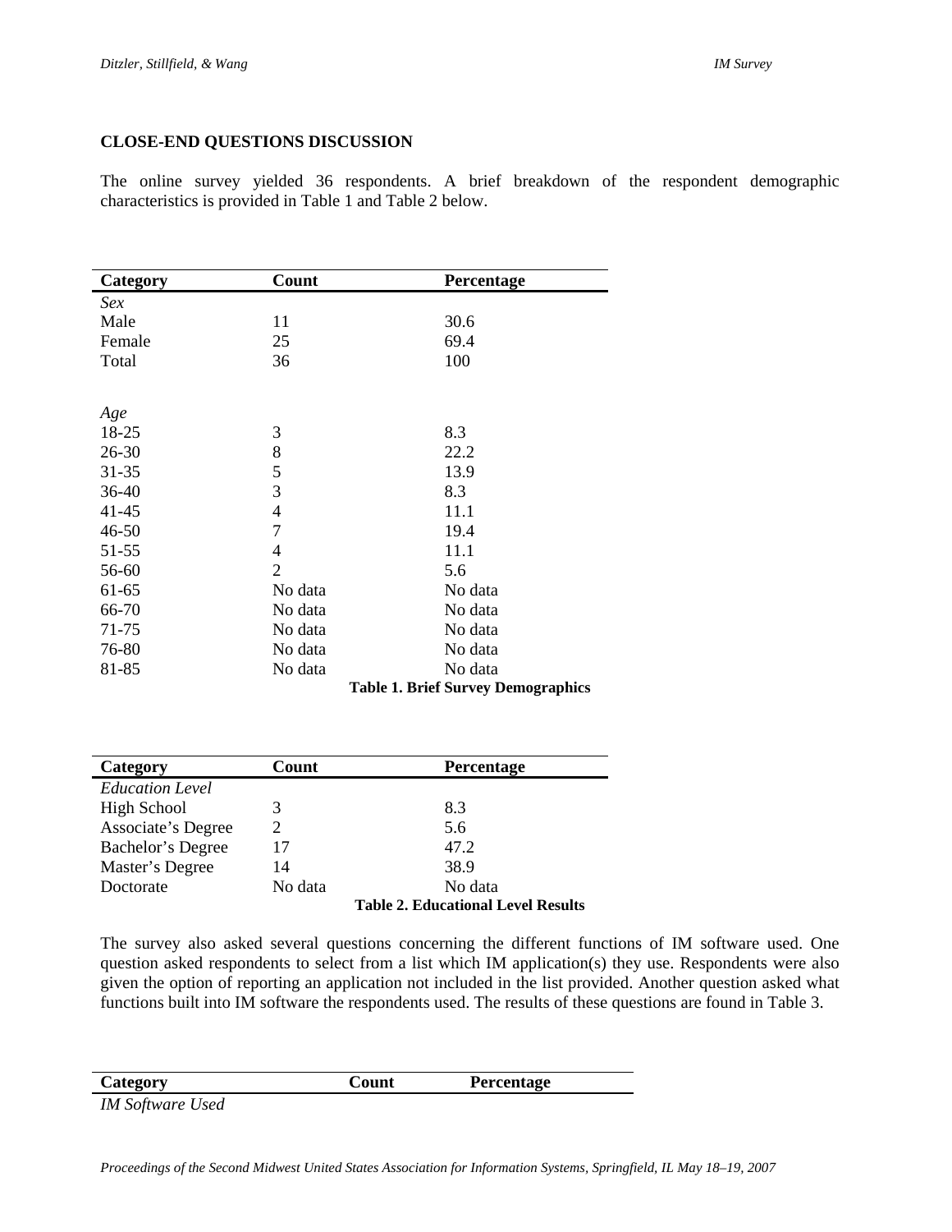## CLOSE-END QUESTIONS DISCUSSION

The online survey yielded 36 respondents. A brief breakdown of the respondent demographic characteristics is provided in Table 1 and Table 2 below.

| Category | Count | Percentage |
|---|---|---|
| *Sex* | | |
| Male | 11 | 30.6 |
| Female | 25 | 69.4 |
| Total | 36 | 100 |
| | | |
| *Age* | | |
| 18-25 | 3 | 8.3 |
| 26-30 | 8 | 22.2 |
| 31-35 | 5 | 13.9 |
| 36-40 | 3 | 8.3 |
| 41-45 | 4 | 11.1 |
| 46-50 | 7 | 19.4 |
| 51-55 | 4 | 11.1 |
| 56-60 | 2 | 5.6 |
| 61-65 | No data | No data |
| 66-70 | No data | No data |
| 71-75 | No data | No data |
| 76-80 | No data | No data |
| 81-85 | No data | No data |

**Table 1. Brief Survey Demographics**

| Category | Count | Percentage |
|---|---|---|
| *Education Level* | | |
| High School | 3 | 8.3 |
| Associate's Degree | 2 | 5.6 |
| Bachelor's Degree | 17 | 47.2 |
| Master's Degree | 14 | 38.9 |
| Doctorate | No data | No data |

**Table 2. Educational Level Results**

The survey also asked several questions concerning the different functions of IM software used. One question asked respondents to select from a list which IM application(s) they use. Respondents were also given the option of reporting an application not included in the list provided. Another question asked what functions built into IM software the respondents used. The results of these questions are found in Table 3.

| Category | Count | Percentage |
|---|---|---|
| *IM Software Used* | | |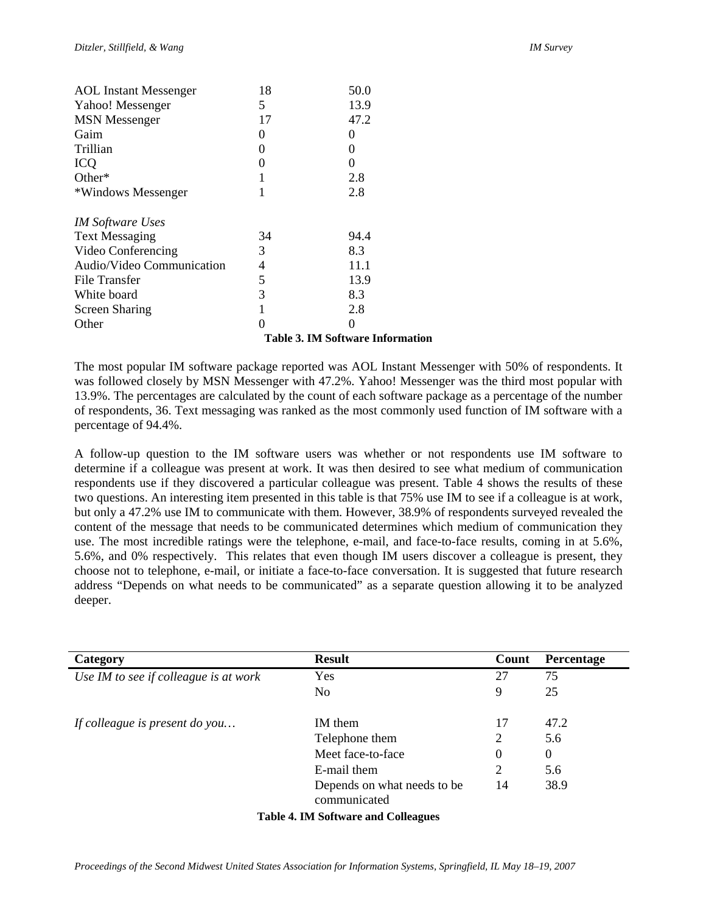| | | |
|---|---|---|
| AOL Instant Messenger | 18 | 50.0 |
| Yahoo! Messenger | 5 | 13.9 |
| MSN Messenger | 17 | 47.2 |
| Gaim | 0 | 0 |
| Trillian | 0 | 0 |
| ICQ | 0 | 0 |
| Other* | 1 | 2.8 |
| *Windows Messenger | 1 | 2.8 |
| | | |
| *IM Software Uses* | | |
| Text Messaging | 34 | 94.4 |
| Video Conferencing | 3 | 8.3 |
| Audio/Video Communication | 4 | 11.1 |
| File Transfer | 5 | 13.9 |
| White board | 3 | 8.3 |
| Screen Sharing | 1 | 2.8 |
| Other | 0 | 0 |

**Table 3. IM Software Information**

The most popular IM software package reported was AOL Instant Messenger with 50% of respondents. It was followed closely by MSN Messenger with 47.2%. Yahoo! Messenger was the third most popular with 13.9%. The percentages are calculated by the count of each software package as a percentage of the number of respondents, 36. Text messaging was ranked as the most commonly used function of IM software with a percentage of 94.4%.

A follow-up question to the IM software users was whether or not respondents use IM software to determine if a colleague was present at work. It was then desired to see what medium of communication respondents use if they discovered a particular colleague was present. Table 4 shows the results of these two questions. An interesting item presented in this table is that 75% use IM to see if a colleague is at work, but only a 47.2% use IM to communicate with them. However, 38.9% of respondents surveyed revealed the content of the message that needs to be communicated determines which medium of communication they use. The most incredible ratings were the telephone, e-mail, and face-to-face results, coming in at 5.6%, 5.6%, and 0% respectively. This relates that even though IM users discover a colleague is present, they choose not to telephone, e-mail, or initiate a face-to-face conversation. It is suggested that future research address "Depends on what needs to be communicated" as a separate question allowing it to be analyzed deeper.

| Category | Result | Count | Percentage |
|---|---|---|---|
| *Use IM to see if colleague is at work* | Yes | 27 | 75 |
| | No | 9 | 25 |
| | | | |
| *If colleague is present do you…* | IM them | 17 | 47.2 |
| | Telephone them | 2 | 5.6 |
| | Meet face-to-face | 0 | 0 |
| | E-mail them | 2 | 5.6 |
| | Depends on what needs to be communicated | 14 | 38.9 |

**Table 4. IM Software and Colleagues**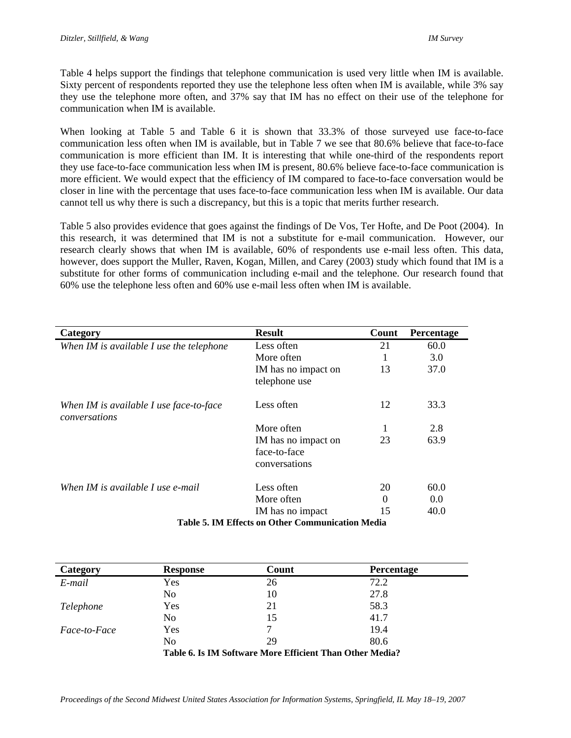Table 4 helps support the findings that telephone communication is used very little when IM is available. Sixty percent of respondents reported they use the telephone less often when IM is available, while 3% say they use the telephone more often, and 37% say that IM has no effect on their use of the telephone for communication when IM is available.

When looking at Table 5 and Table 6 it is shown that 33.3% of those surveyed use face-to-face communication less often when IM is available, but in Table 7 we see that 80.6% believe that face-to-face communication is more efficient than IM. It is interesting that while one-third of the respondents report they use face-to-face communication less when IM is present, 80.6% believe face-to-face communication is more efficient. We would expect that the efficiency of IM compared to face-to-face conversation would be closer in line with the percentage that uses face-to-face communication less when IM is available. Our data cannot tell us why there is such a discrepancy, but this is a topic that merits further research.

Table 5 also provides evidence that goes against the findings of De Vos, Ter Hofte, and De Poot (2004). In this research, it was determined that IM is not a substitute for e-mail communication. However, our research clearly shows that when IM is available, 60% of respondents use e-mail less often. This data, however, does support the Muller, Raven, Kogan, Millen, and Carey (2003) study which found that IM is a substitute for other forms of communication including e-mail and the telephone. Our research found that 60% use the telephone less often and 60% use e-mail less often when IM is available.

| Category | Result | Count | Percentage |
|---|---|---|---|
| *When IM is available I use the telephone* | Less often | 21 | 60.0 |
| | More often | 1 | 3.0 |
| | IM has no impact on telephone use | 13 | 37.0 |
| *When IM is available I use face-to-face conversations* | Less often | 12 | 33.3 |
| | More often | 1 | 2.8 |
| | IM has no impact on face-to-face conversations | 23 | 63.9 |
| *When IM is available I use e-mail* | Less often | 20 | 60.0 |
| | More often | 0 | 0.0 |
| | IM has no impact | 15 | 40.0 |

**Table 5. IM Effects on Other Communication Media**

| Category | Response | Count | Percentage |
|---|---|---|---|
| *E-mail* | Yes | 26 | 72.2 |
| | No | 10 | 27.8 |
| *Telephone* | Yes | 21 | 58.3 |
| | No | 15 | 41.7 |
| *Face-to-Face* | Yes | 7 | 19.4 |
| | No | 29 | 80.6 |

**Table 6. Is IM Software More Efficient Than Other Media?**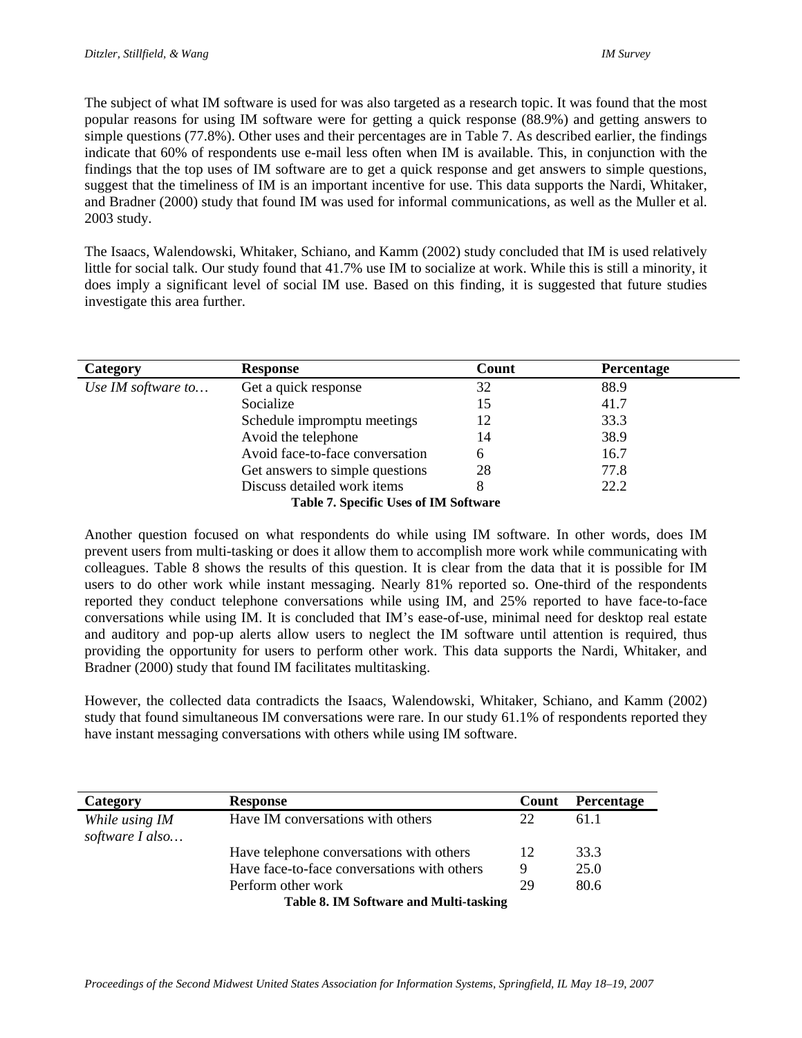The subject of what IM software is used for was also targeted as a research topic. It was found that the most popular reasons for using IM software were for getting a quick response (88.9%) and getting answers to simple questions (77.8%). Other uses and their percentages are in Table 7. As described earlier, the findings indicate that 60% of respondents use e-mail less often when IM is available. This, in conjunction with the findings that the top uses of IM software are to get a quick response and get answers to simple questions, suggest that the timeliness of IM is an important incentive for use. This data supports the Nardi, Whitaker, and Bradner (2000) study that found IM was used for informal communications, as well as the Muller et al. 2003 study.

The Isaacs, Walendowski, Whitaker, Schiano, and Kamm (2002) study concluded that IM is used relatively little for social talk. Our study found that 41.7% use IM to socialize at work. While this is still a minority, it does imply a significant level of social IM use. Based on this finding, it is suggested that future studies investigate this area further.

| Category | Response | Count | Percentage |
|---|---|---|---|
| *Use IM software to…* | Get a quick response | 32 | 88.9 |
| | Socialize | 15 | 41.7 |
| | Schedule impromptu meetings | 12 | 33.3 |
| | Avoid the telephone | 14 | 38.9 |
| | Avoid face-to-face conversation | 6 | 16.7 |
| | Get answers to simple questions | 28 | 77.8 |
| | Discuss detailed work items | 8 | 22.2 |

**Table 7. Specific Uses of IM Software**

Another question focused on what respondents do while using IM software. In other words, does IM prevent users from multi-tasking or does it allow them to accomplish more work while communicating with colleagues. Table 8 shows the results of this question. It is clear from the data that it is possible for IM users to do other work while instant messaging. Nearly 81% reported so. One-third of the respondents reported they conduct telephone conversations while using IM, and 25% reported to have face-to-face conversations while using IM. It is concluded that IM's ease-of-use, minimal need for desktop real estate and auditory and pop-up alerts allow users to neglect the IM software until attention is required, thus providing the opportunity for users to perform other work. This data supports the Nardi, Whitaker, and Bradner (2000) study that found IM facilitates multitasking.

However, the collected data contradicts the Isaacs, Walendowski, Whitaker, Schiano, and Kamm (2002) study that found simultaneous IM conversations were rare. In our study 61.1% of respondents reported they have instant messaging conversations with others while using IM software.

| Category | Response | Count | Percentage |
|---|---|---|---|
| *While using IM software I also…* | Have IM conversations with others | 22 | 61.1 |
| | Have telephone conversations with others | 12 | 33.3 |
| | Have face-to-face conversations with others | 9 | 25.0 |
| | Perform other work | 29 | 80.6 |

**Table 8. IM Software and Multi-tasking**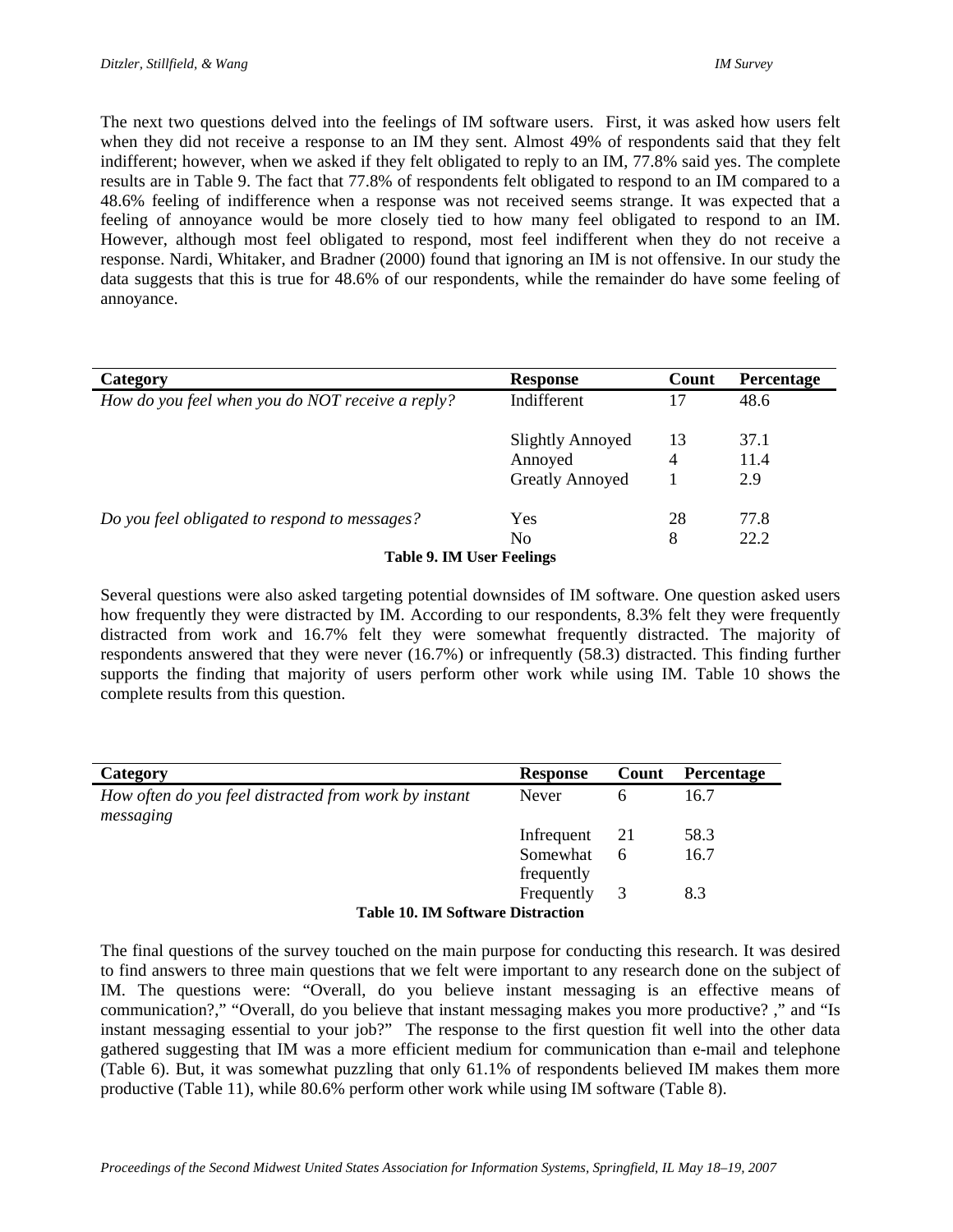The next two questions delved into the feelings of IM software users. First, it was asked how users felt when they did not receive a response to an IM they sent. Almost 49% of respondents said that they felt indifferent; however, when we asked if they felt obligated to reply to an IM, 77.8% said yes. The complete results are in Table 9. The fact that 77.8% of respondents felt obligated to respond to an IM compared to a 48.6% feeling of indifference when a response was not received seems strange. It was expected that a feeling of annoyance would be more closely tied to how many feel obligated to respond to an IM. However, although most feel obligated to respond, most feel indifferent when they do not receive a response. Nardi, Whitaker, and Bradner (2000) found that ignoring an IM is not offensive. In our study the data suggests that this is true for 48.6% of our respondents, while the remainder do have some feeling of annoyance.

| Category | Response | Count | Percentage |
|---|---|---|---|
| *How do you feel when you do NOT receive a reply?* | Indifferent | 17 | 48.6 |
| | Slightly Annoyed | 13 | 37.1 |
| | Annoyed | 4 | 11.4 |
| | Greatly Annoyed | 1 | 2.9 |
| *Do you feel obligated to respond to messages?* | Yes | 28 | 77.8 |
| | No | 8 | 22.2 |

**Table 9. IM User Feelings**

Several questions were also asked targeting potential downsides of IM software. One question asked users how frequently they were distracted by IM. According to our respondents, 8.3% felt they were frequently distracted from work and 16.7% felt they were somewhat frequently distracted. The majority of respondents answered that they were never (16.7%) or infrequently (58.3) distracted. This finding further supports the finding that majority of users perform other work while using IM. Table 10 shows the complete results from this question.

| Category | Response | Count | Percentage |
|---|---|---|---|
| *How often do you feel distracted from work by instant messaging* | Never | 6 | 16.7 |
| | Infrequent | 21 | 58.3 |
| | Somewhat frequently | 6 | 16.7 |
| | Frequently | 3 | 8.3 |

**Table 10. IM Software Distraction**

The final questions of the survey touched on the main purpose for conducting this research. It was desired to find answers to three main questions that we felt were important to any research done on the subject of IM. The questions were: "Overall, do you believe instant messaging is an effective means of communication?," "Overall, do you believe that instant messaging makes you more productive? ," and "Is instant messaging essential to your job?" The response to the first question fit well into the other data gathered suggesting that IM was a more efficient medium for communication than e-mail and telephone (Table 6). But, it was somewhat puzzling that only 61.1% of respondents believed IM makes them more productive (Table 11), while 80.6% perform other work while using IM software (Table 8).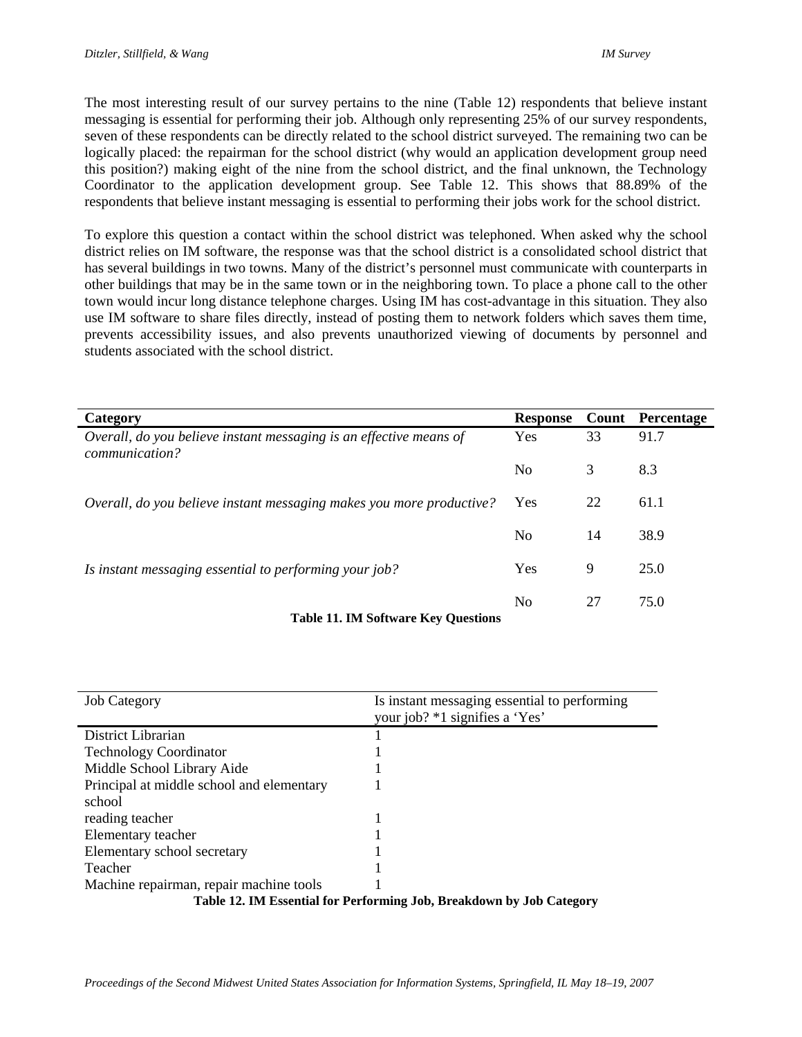The most interesting result of our survey pertains to the nine (Table 12) respondents that believe instant messaging is essential for performing their job. Although only representing 25% of our survey respondents, seven of these respondents can be directly related to the school district surveyed. The remaining two can be logically placed: the repairman for the school district (why would an application development group need this position?) making eight of the nine from the school district, and the final unknown, the Technology Coordinator to the application development group. See Table 12. This shows that 88.89% of the respondents that believe instant messaging is essential to performing their jobs work for the school district.

To explore this question a contact within the school district was telephoned. When asked why the school district relies on IM software, the response was that the school district is a consolidated school district that has several buildings in two towns. Many of the district's personnel must communicate with counterparts in other buildings that may be in the same town or in the neighboring town. To place a phone call to the other town would incur long distance telephone charges. Using IM has cost-advantage in this situation. They also use IM software to share files directly, instead of posting them to network folders which saves them time, prevents accessibility issues, and also prevents unauthorized viewing of documents by personnel and students associated with the school district.

| **Category** | **Response** | **Count** | **Percentage** |
|---|---|---|---|
| *Overall, do you believe instant messaging is an effective means of communication?* | Yes | 33 | 91.7 |
| | No | 3 | 8.3 |
| *Overall, do you believe instant messaging makes you more productive?* | Yes | 22 | 61.1 |
| | No | 14 | 38.9 |
| *Is instant messaging essential to performing your job?* | Yes | 9 | 25.0 |
| | No | 27 | 75.0 |

**Table 11. IM Software Key Questions**

| Job Category | Is instant messaging essential to performing your job? *1 signifies a 'Yes' |
|---|---|
| District Librarian | 1 |
| Technology Coordinator | 1 |
| Middle School Library Aide | 1 |
| Principal at middle school and elementary school | 1 |
| reading teacher | 1 |
| Elementary teacher | 1 |
| Elementary school secretary | 1 |
| Teacher | 1 |
| Machine repairman, repair machine tools | 1 |

**Table 12. IM Essential for Performing Job, Breakdown by Job Category**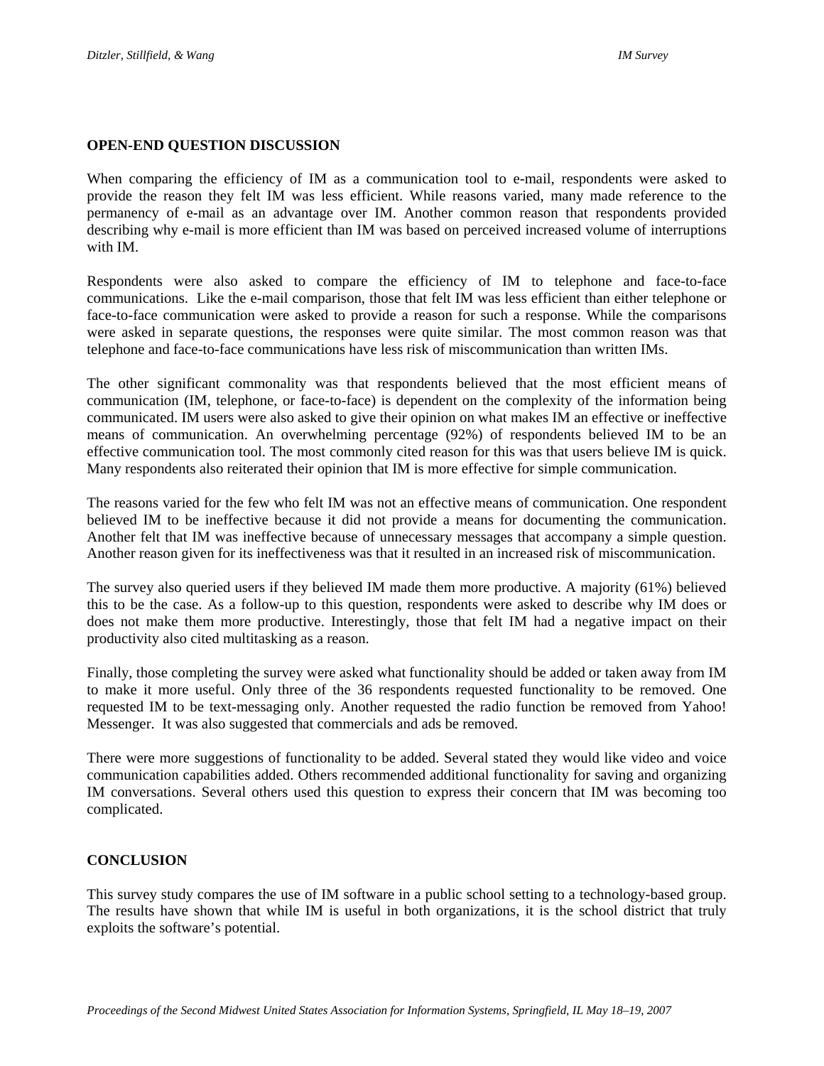## OPEN-END QUESTION DISCUSSION

When comparing the efficiency of IM as a communication tool to e-mail, respondents were asked to provide the reason they felt IM was less efficient. While reasons varied, many made reference to the permanency of e-mail as an advantage over IM. Another common reason that respondents provided describing why e-mail is more efficient than IM was based on perceived increased volume of interruptions with IM.

Respondents were also asked to compare the efficiency of IM to telephone and face-to-face communications. Like the e-mail comparison, those that felt IM was less efficient than either telephone or face-to-face communication were asked to provide a reason for such a response. While the comparisons were asked in separate questions, the responses were quite similar. The most common reason was that telephone and face-to-face communications have less risk of miscommunication than written IMs.

The other significant commonality was that respondents believed that the most efficient means of communication (IM, telephone, or face-to-face) is dependent on the complexity of the information being communicated. IM users were also asked to give their opinion on what makes IM an effective or ineffective means of communication. An overwhelming percentage (92%) of respondents believed IM to be an effective communication tool. The most commonly cited reason for this was that users believe IM is quick. Many respondents also reiterated their opinion that IM is more effective for simple communication.

The reasons varied for the few who felt IM was not an effective means of communication. One respondent believed IM to be ineffective because it did not provide a means for documenting the communication. Another felt that IM was ineffective because of unnecessary messages that accompany a simple question. Another reason given for its ineffectiveness was that it resulted in an increased risk of miscommunication.

The survey also queried users if they believed IM made them more productive. A majority (61%) believed this to be the case. As a follow-up to this question, respondents were asked to describe why IM does or does not make them more productive. Interestingly, those that felt IM had a negative impact on their productivity also cited multitasking as a reason.

Finally, those completing the survey were asked what functionality should be added or taken away from IM to make it more useful. Only three of the 36 respondents requested functionality to be removed. One requested IM to be text-messaging only. Another requested the radio function be removed from Yahoo! Messenger. It was also suggested that commercials and ads be removed.

There were more suggestions of functionality to be added. Several stated they would like video and voice communication capabilities added. Others recommended additional functionality for saving and organizing IM conversations. Several others used this question to express their concern that IM was becoming too complicated.

## CONCLUSION

This survey study compares the use of IM software in a public school setting to a technology-based group. The results have shown that while IM is useful in both organizations, it is the school district that truly exploits the software's potential.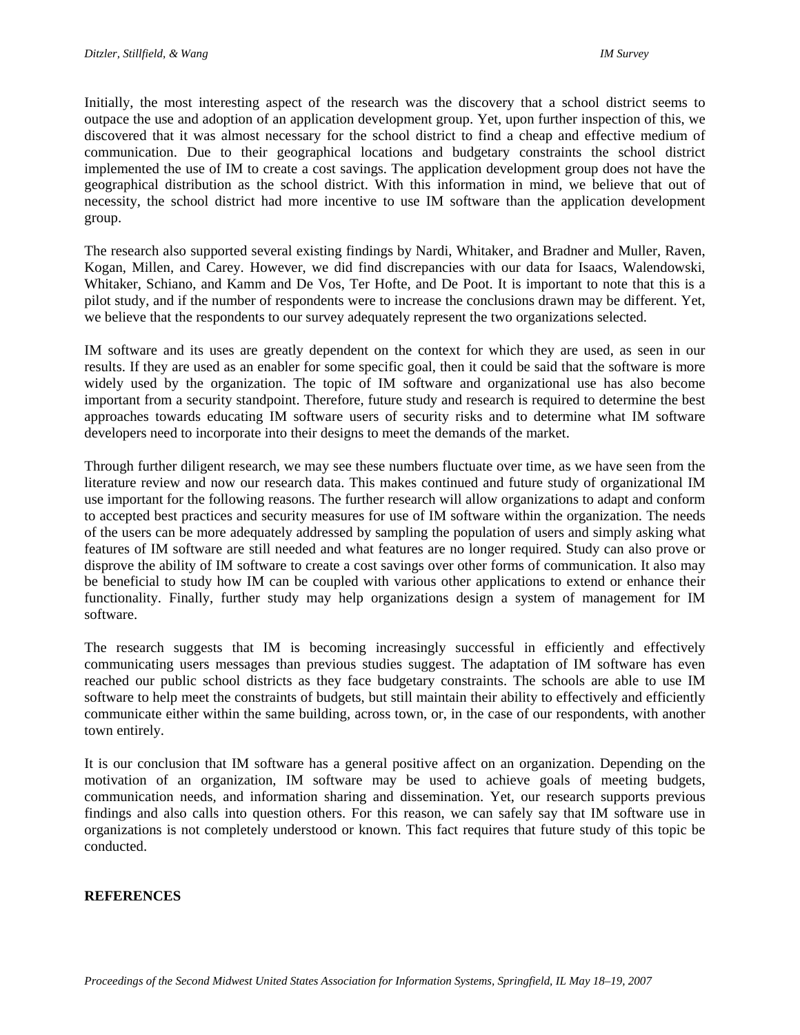Initially, the most interesting aspect of the research was the discovery that a school district seems to outpace the use and adoption of an application development group. Yet, upon further inspection of this, we discovered that it was almost necessary for the school district to find a cheap and effective medium of communication. Due to their geographical locations and budgetary constraints the school district implemented the use of IM to create a cost savings. The application development group does not have the geographical distribution as the school district. With this information in mind, we believe that out of necessity, the school district had more incentive to use IM software than the application development group.

The research also supported several existing findings by Nardi, Whitaker, and Bradner and Muller, Raven, Kogan, Millen, and Carey. However, we did find discrepancies with our data for Isaacs, Walendowski, Whitaker, Schiano, and Kamm and De Vos, Ter Hofte, and De Poot. It is important to note that this is a pilot study, and if the number of respondents were to increase the conclusions drawn may be different. Yet, we believe that the respondents to our survey adequately represent the two organizations selected.

IM software and its uses are greatly dependent on the context for which they are used, as seen in our results. If they are used as an enabler for some specific goal, then it could be said that the software is more widely used by the organization. The topic of IM software and organizational use has also become important from a security standpoint. Therefore, future study and research is required to determine the best approaches towards educating IM software users of security risks and to determine what IM software developers need to incorporate into their designs to meet the demands of the market.

Through further diligent research, we may see these numbers fluctuate over time, as we have seen from the literature review and now our research data. This makes continued and future study of organizational IM use important for the following reasons. The further research will allow organizations to adapt and conform to accepted best practices and security measures for use of IM software within the organization. The needs of the users can be more adequately addressed by sampling the population of users and simply asking what features of IM software are still needed and what features are no longer required. Study can also prove or disprove the ability of IM software to create a cost savings over other forms of communication. It also may be beneficial to study how IM can be coupled with various other applications to extend or enhance their functionality. Finally, further study may help organizations design a system of management for IM software.

The research suggests that IM is becoming increasingly successful in efficiently and effectively communicating users messages than previous studies suggest. The adaptation of IM software has even reached our public school districts as they face budgetary constraints. The schools are able to use IM software to help meet the constraints of budgets, but still maintain their ability to effectively and efficiently communicate either within the same building, across town, or, in the case of our respondents, with another town entirely.

It is our conclusion that IM software has a general positive affect on an organization. Depending on the motivation of an organization, IM software may be used to achieve goals of meeting budgets, communication needs, and information sharing and dissemination. Yet, our research supports previous findings and also calls into question others. For this reason, we can safely say that IM software use in organizations is not completely understood or known. This fact requires that future study of this topic be conducted.

## REFERENCES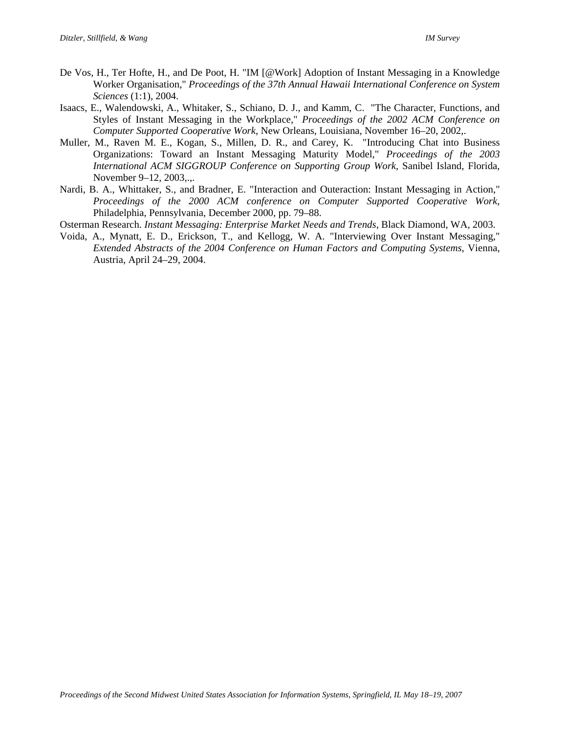De Vos, H., Ter Hofte, H., and De Poot, H. "IM [@Work] Adoption of Instant Messaging in a Knowledge Worker Organisation," *Proceedings of the 37th Annual Hawaii International Conference on System Sciences* (1:1), 2004.

Isaacs, E., Walendowski, A., Whitaker, S., Schiano, D. J., and Kamm, C. "The Character, Functions, and Styles of Instant Messaging in the Workplace," *Proceedings of the 2002 ACM Conference on Computer Supported Cooperative Work*, New Orleans, Louisiana, November 16–20, 2002,.

Muller, M., Raven M. E., Kogan, S., Millen, D. R., and Carey, K. "Introducing Chat into Business Organizations: Toward an Instant Messaging Maturity Model," *Proceedings of the 2003 International ACM SIGGROUP Conference on Supporting Group Work*, Sanibel Island, Florida, November 9–12, 2003,.,.

Nardi, B. A., Whittaker, S., and Bradner, E. "Interaction and Outeraction: Instant Messaging in Action," *Proceedings of the 2000 ACM conference on Computer Supported Cooperative Work*, Philadelphia, Pennsylvania, December 2000, pp. 79–88.

Osterman Research. *Instant Messaging: Enterprise Market Needs and Trends*, Black Diamond, WA, 2003.

Voida, A., Mynatt, E. D., Erickson, T., and Kellogg, W. A. "Interviewing Over Instant Messaging," *Extended Abstracts of the 2004 Conference on Human Factors and Computing Systems*, Vienna, Austria, April 24–29, 2004.